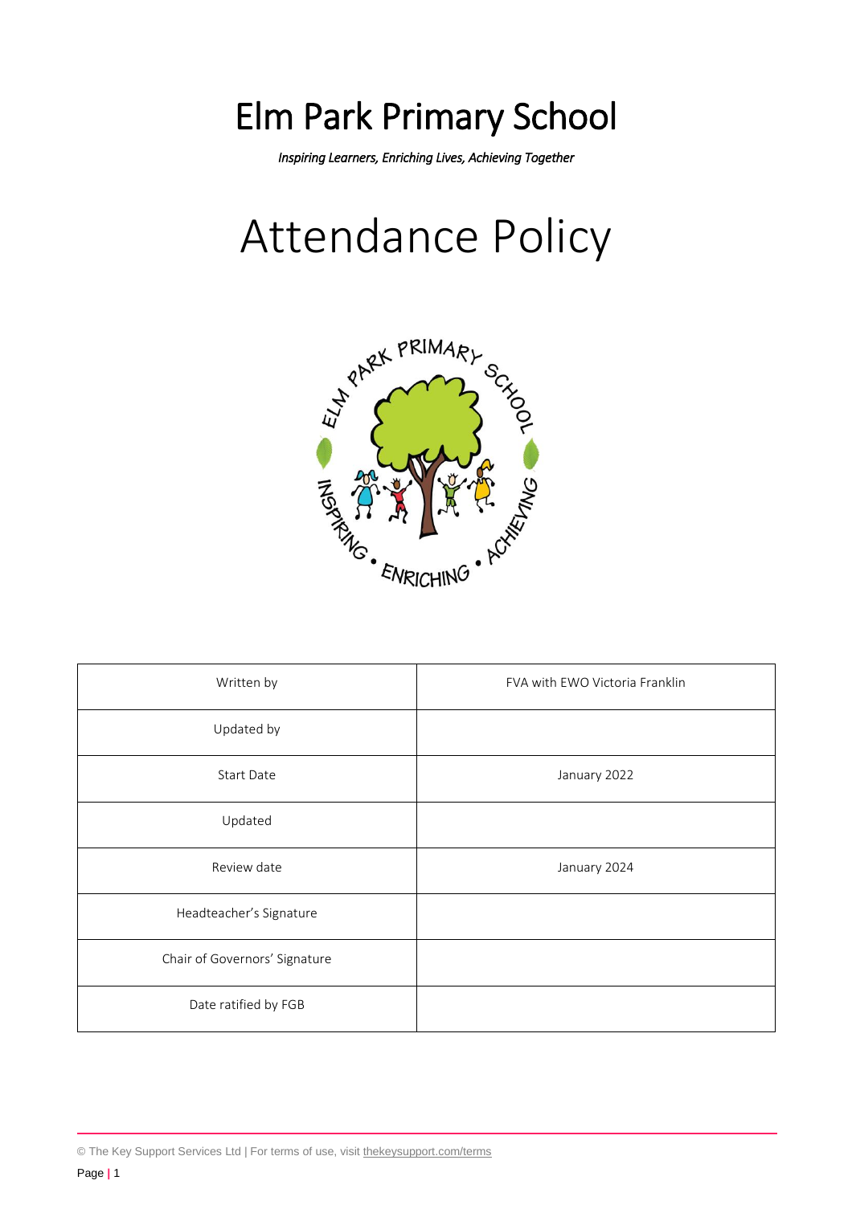# Elm Park Primary School

*Inspiring Learners, Enriching Lives, Achieving Together*

# Attendance Policy

| Written by | FVA with EWO Victoria Franklin |
|---|---|
| Updated by | |
| Start Date | January 2022 |
| Updated | |
| Review date | January 2024 |
| Headteacher's Signature | |
| Chair of Governors' Signature | |
| Date ratified by FGB | |

© The Key Support Services Ltd | For terms of use, visit thekeysupport.com/terms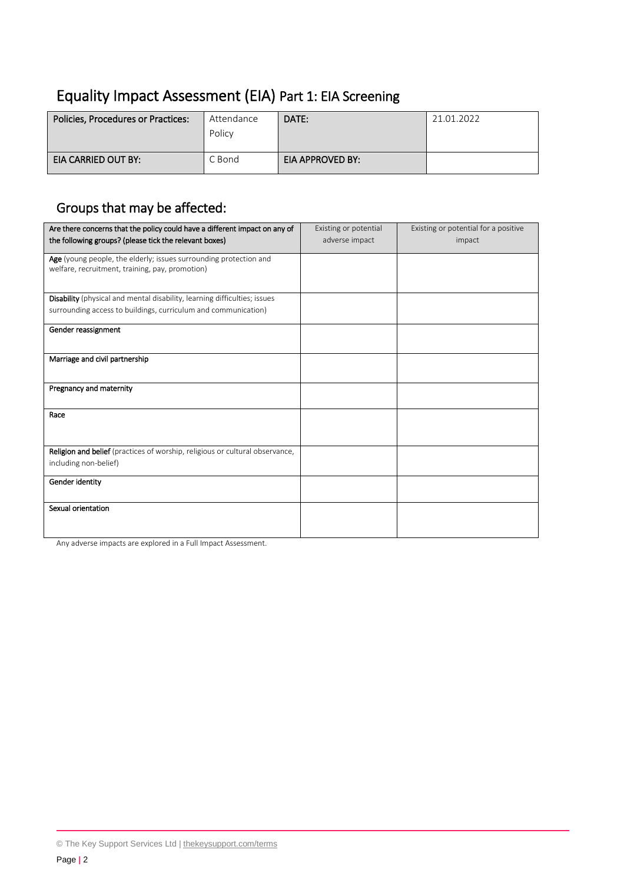# Equality Impact Assessment (EIA) Part 1: EIA Screening

| Policies, Procedures or Practices: | Attendance Policy | DATE: | 21.01.2022 |
|---|---|---|---|
| EIA CARRIED OUT BY: | C Bond | EIA APPROVED BY: | |

## Groups that may be affected:

| Are there concerns that the policy could have a different impact on any of the following groups? (please tick the relevant boxes) | Existing or potential adverse impact | Existing or potential for a positive impact |
|---|---|---|
| **Age** (young people, the elderly; issues surrounding protection and welfare, recruitment, training, pay, promotion) | | |
| **Disability** (physical and mental disability, learning difficulties; issues surrounding access to buildings, curriculum and communication) | | |
| **Gender reassignment** | | |
| **Marriage and civil partnership** | | |
| **Pregnancy and maternity** | | |
| **Race** | | |
| **Religion and belief** (practices of worship, religious or cultural observance, including non-belief) | | |
| **Gender identity** | | |
| **Sexual orientation** | | |

Any adverse impacts are explored in a Full Impact Assessment.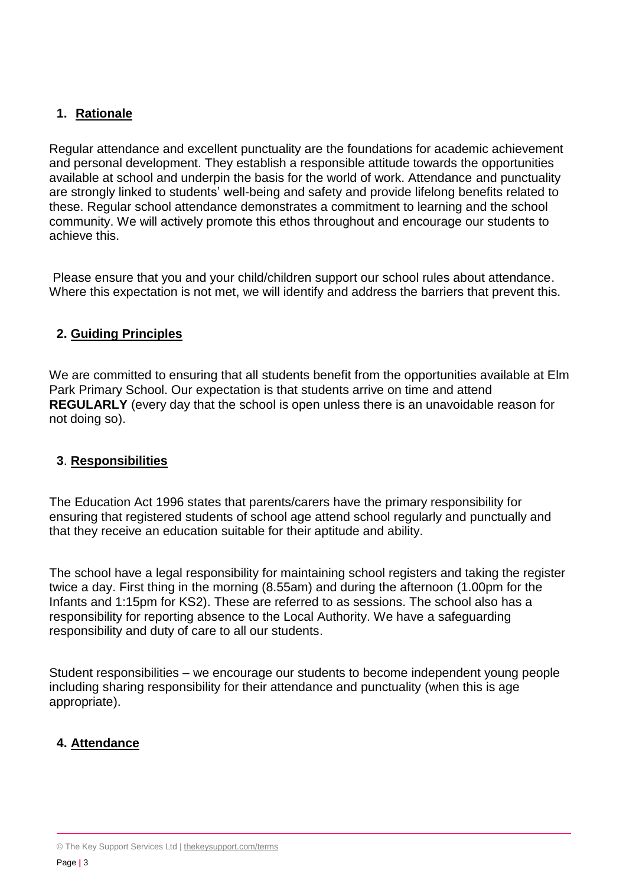## 1. Rationale

Regular attendance and excellent punctuality are the foundations for academic achievement and personal development. They establish a responsible attitude towards the opportunities available at school and underpin the basis for the world of work. Attendance and punctuality are strongly linked to students' well-being and safety and provide lifelong benefits related to these. Regular school attendance demonstrates a commitment to learning and the school community. We will actively promote this ethos throughout and encourage our students to achieve this.

Please ensure that you and your child/children support our school rules about attendance. Where this expectation is not met, we will identify and address the barriers that prevent this.

## 2. Guiding Principles

We are committed to ensuring that all students benefit from the opportunities available at Elm Park Primary School. Our expectation is that students arrive on time and attend **REGULARLY** (every day that the school is open unless there is an unavoidable reason for not doing so).

## 3. Responsibilities

The Education Act 1996 states that parents/carers have the primary responsibility for ensuring that registered students of school age attend school regularly and punctually and that they receive an education suitable for their aptitude and ability.

The school have a legal responsibility for maintaining school registers and taking the register twice a day. First thing in the morning (8.55am) and during the afternoon (1.00pm for the Infants and 1:15pm for KS2). These are referred to as sessions. The school also has a responsibility for reporting absence to the Local Authority. We have a safeguarding responsibility and duty of care to all our students.

Student responsibilities – we encourage our students to become independent young people including sharing responsibility for their attendance and punctuality (when this is age appropriate).

## 4. Attendance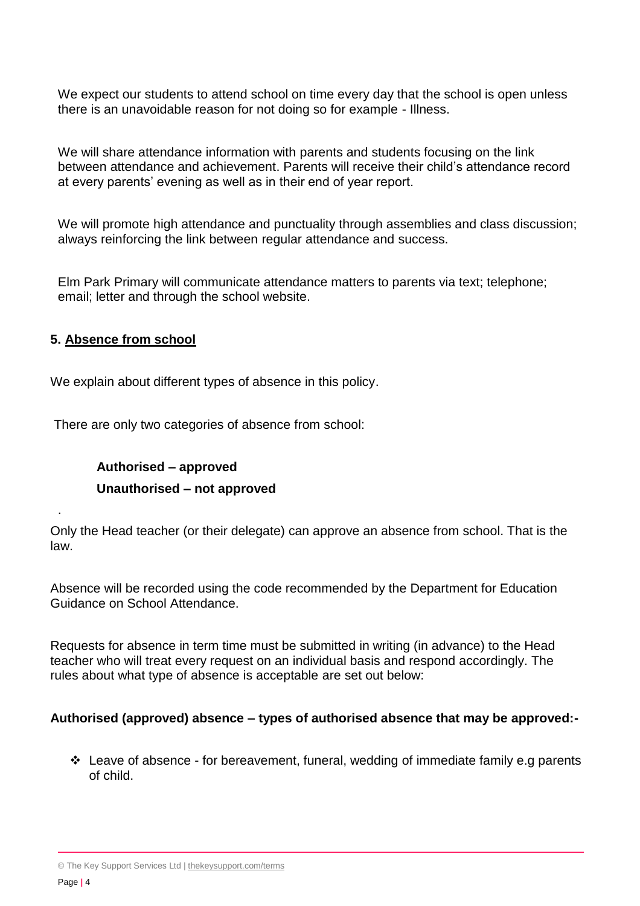We expect our students to attend school on time every day that the school is open unless there is an unavoidable reason for not doing so for example - Illness.

We will share attendance information with parents and students focusing on the link between attendance and achievement. Parents will receive their child's attendance record at every parents' evening as well as in their end of year report.

We will promote high attendance and punctuality through assemblies and class discussion; always reinforcing the link between regular attendance and success.

Elm Park Primary will communicate attendance matters to parents via text; telephone; email; letter and through the school website.

## 5. Absence from school

We explain about different types of absence in this policy.

There are only two categories of absence from school:

**Authorised – approved**

**Unauthorised – not approved**

.

Only the Head teacher (or their delegate) can approve an absence from school. That is the law.

Absence will be recorded using the code recommended by the Department for Education Guidance on School Attendance.

Requests for absence in term time must be submitted in writing (in advance) to the Head teacher who will treat every request on an individual basis and respond accordingly. The rules about what type of absence is acceptable are set out below:

**Authorised (approved) absence – types of authorised absence that may be approved:-**

- Leave of absence - for bereavement, funeral, wedding of immediate family e.g parents of child.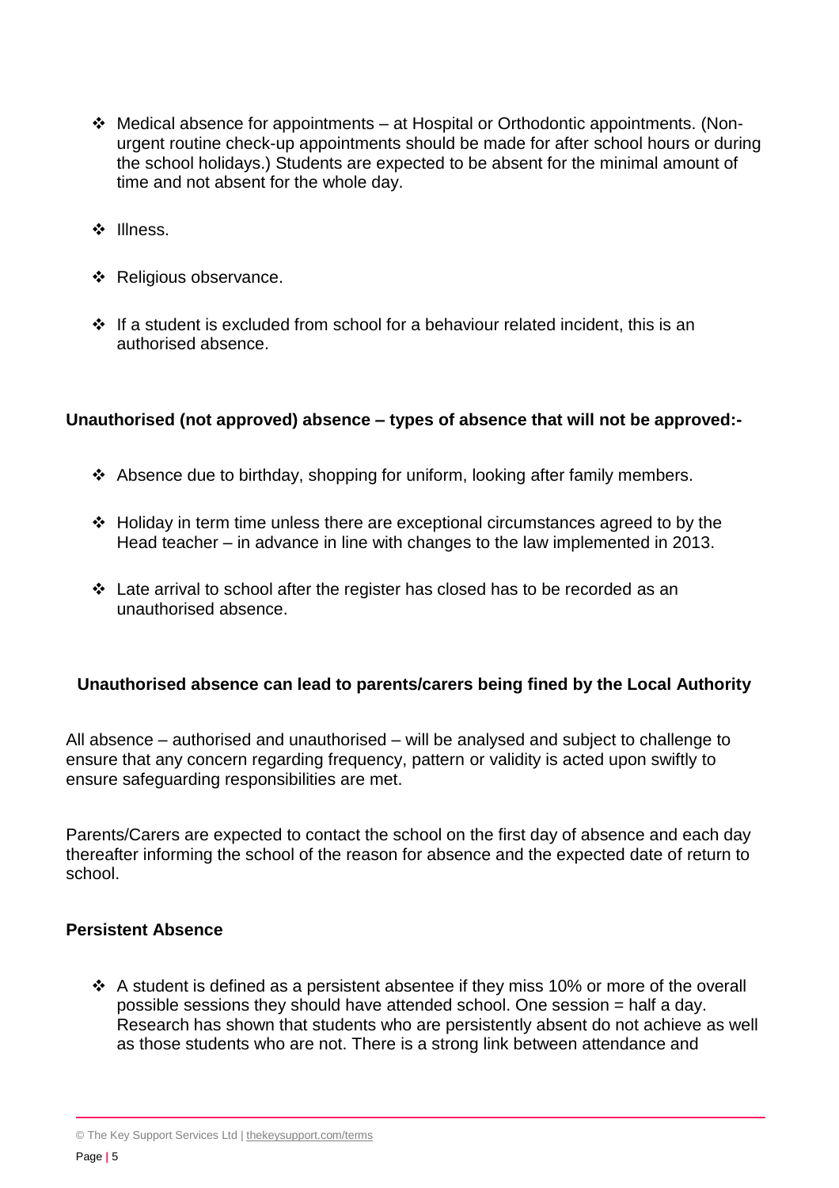- Medical absence for appointments – at Hospital or Orthodontic appointments. (Non-urgent routine check-up appointments should be made for after school hours or during the school holidays.) Students are expected to be absent for the minimal amount of time and not absent for the whole day.

- Illness.

- Religious observance.

- If a student is excluded from school for a behaviour related incident, this is an authorised absence.

**Unauthorised (not approved) absence – types of absence that will not be approved:-**

- Absence due to birthday, shopping for uniform, looking after family members.

- Holiday in term time unless there are exceptional circumstances agreed to by the Head teacher – in advance in line with changes to the law implemented in 2013.

- Late arrival to school after the register has closed has to be recorded as an unauthorised absence.

**Unauthorised absence can lead to parents/carers being fined by the Local Authority**

All absence – authorised and unauthorised – will be analysed and subject to challenge to ensure that any concern regarding frequency, pattern or validity is acted upon swiftly to ensure safeguarding responsibilities are met.

Parents/Carers are expected to contact the school on the first day of absence and each day thereafter informing the school of the reason for absence and the expected date of return to school.

**Persistent Absence**

- A student is defined as a persistent absentee if they miss 10% or more of the overall possible sessions they should have attended school. One session = half a day. Research has shown that students who are persistently absent do not achieve as well as those students who are not. There is a strong link between attendance and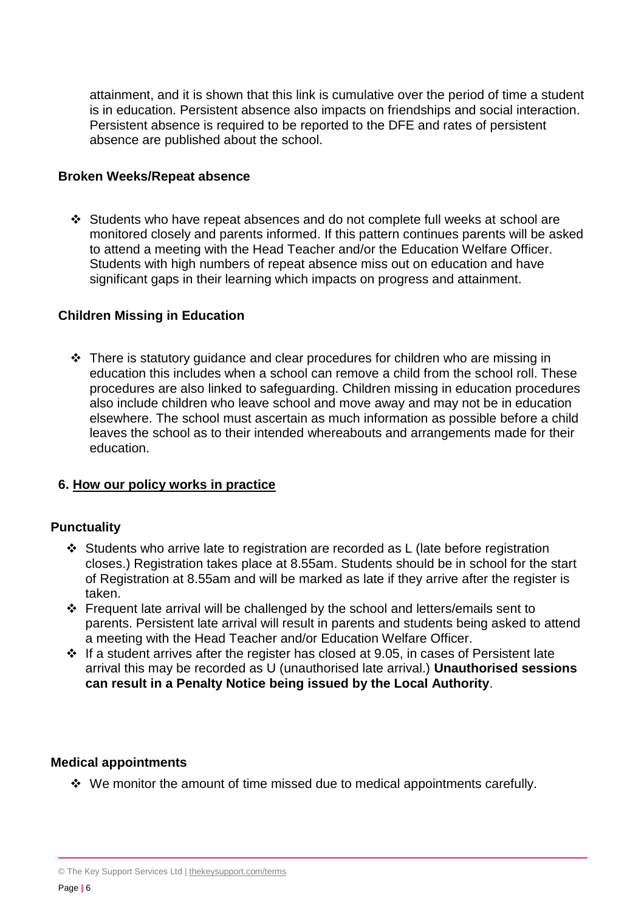attainment, and it is shown that this link is cumulative over the period of time a student is in education. Persistent absence also impacts on friendships and social interaction. Persistent absence is required to be reported to the DFE and rates of persistent absence are published about the school.

### Broken Weeks/Repeat absence

- Students who have repeat absences and do not complete full weeks at school are monitored closely and parents informed. If this pattern continues parents will be asked to attend a meeting with the Head Teacher and/or the Education Welfare Officer. Students with high numbers of repeat absence miss out on education and have significant gaps in their learning which impacts on progress and attainment.

### Children Missing in Education

- There is statutory guidance and clear procedures for children who are missing in education this includes when a school can remove a child from the school roll. These procedures are also linked to safeguarding. Children missing in education procedures also include children who leave school and move away and may not be in education elsewhere. The school must ascertain as much information as possible before a child leaves the school as to their intended whereabouts and arrangements made for their education.

## 6. How our policy works in practice

### Punctuality

- Students who arrive late to registration are recorded as L (late before registration closes.) Registration takes place at 8.55am. Students should be in school for the start of Registration at 8.55am and will be marked as late if they arrive after the register is taken.
- Frequent late arrival will be challenged by the school and letters/emails sent to parents. Persistent late arrival will result in parents and students being asked to attend a meeting with the Head Teacher and/or Education Welfare Officer.
- If a student arrives after the register has closed at 9.05, in cases of Persistent late arrival this may be recorded as U (unauthorised late arrival.) **Unauthorised sessions can result in a Penalty Notice being issued by the Local Authority**.

### Medical appointments

- We monitor the amount of time missed due to medical appointments carefully.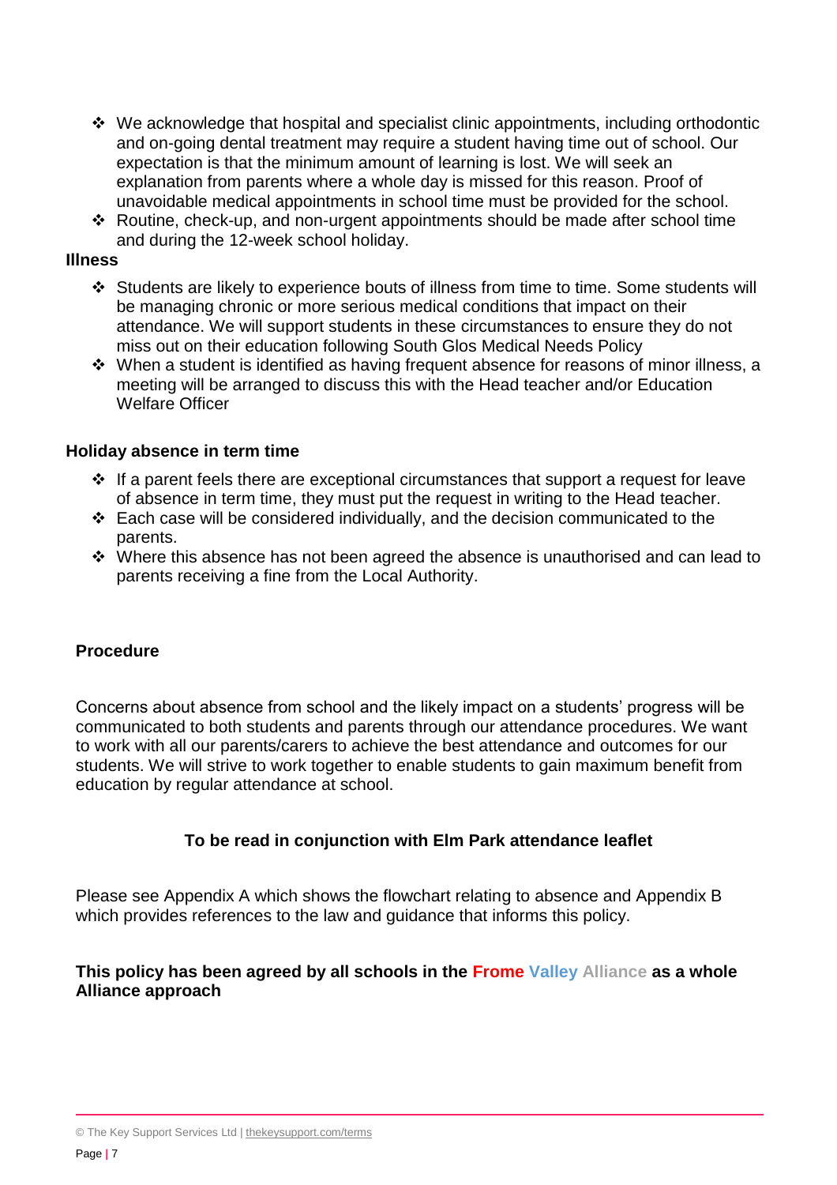- We acknowledge that hospital and specialist clinic appointments, including orthodontic and on-going dental treatment may require a student having time out of school. Our expectation is that the minimum amount of learning is lost. We will seek an explanation from parents where a whole day is missed for this reason. Proof of unavoidable medical appointments in school time must be provided for the school.
- Routine, check-up, and non-urgent appointments should be made after school time and during the 12-week school holiday.

**Illness**

- Students are likely to experience bouts of illness from time to time. Some students will be managing chronic or more serious medical conditions that impact on their attendance. We will support students in these circumstances to ensure they do not miss out on their education following South Glos Medical Needs Policy
- When a student is identified as having frequent absence for reasons of minor illness, a meeting will be arranged to discuss this with the Head teacher and/or Education Welfare Officer

**Holiday absence in term time**

- If a parent feels there are exceptional circumstances that support a request for leave of absence in term time, they must put the request in writing to the Head teacher.
- Each case will be considered individually, and the decision communicated to the parents.
- Where this absence has not been agreed the absence is unauthorised and can lead to parents receiving a fine from the Local Authority.

**Procedure**

Concerns about absence from school and the likely impact on a students' progress will be communicated to both students and parents through our attendance procedures. We want to work with all our parents/carers to achieve the best attendance and outcomes for our students. We will strive to work together to enable students to gain maximum benefit from education by regular attendance at school.

**To be read in conjunction with Elm Park attendance leaflet**

Please see Appendix A which shows the flowchart relating to absence and Appendix B which provides references to the law and guidance that informs this policy.

**This policy has been agreed by all schools in the Frome Valley Alliance as a whole Alliance approach**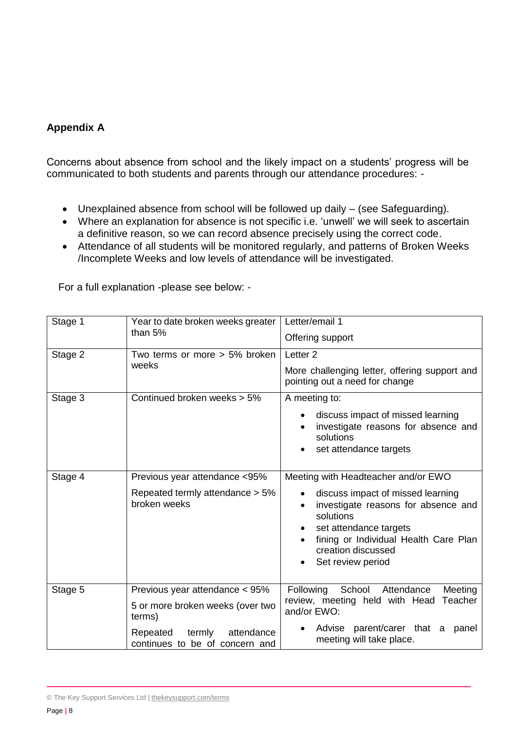**Appendix A**

Concerns about absence from school and the likely impact on a students' progress will be communicated to both students and parents through our attendance procedures: -

- Unexplained absence from school will be followed up daily – (see Safeguarding).
- Where an explanation for absence is not specific i.e. 'unwell' we will seek to ascertain a definitive reason, so we can record absence precisely using the correct code.
- Attendance of all students will be monitored regularly, and patterns of Broken Weeks /Incomplete Weeks and low levels of attendance will be investigated.

For a full explanation -please see below: -

| | | |
|---|---|---|
| Stage 1 | Year to date broken weeks greater than 5% | Letter/email 1<br>Offering support |
| Stage 2 | Two terms or more > 5% broken weeks | Letter 2<br>More challenging letter, offering support and pointing out a need for change |
| Stage 3 | Continued broken weeks > 5% | A meeting to:<br>• discuss impact of missed learning<br>• investigate reasons for absence and solutions<br>• set attendance targets |
| Stage 4 | Previous year attendance <95%<br>Repeated termly attendance > 5% broken weeks | Meeting with Headteacher and/or EWO<br>• discuss impact of missed learning<br>• investigate reasons for absence and solutions<br>• set attendance targets<br>• fining or Individual Health Care Plan creation discussed<br>• Set review period |
| Stage 5 | Previous year attendance < 95%<br>5 or more broken weeks (over two terms)<br>Repeated termly attendance continues to be of concern and | Following School Attendance Meeting review, meeting held with Head Teacher and/or EWO:<br>• Advise parent/carer that a panel meeting will take place. |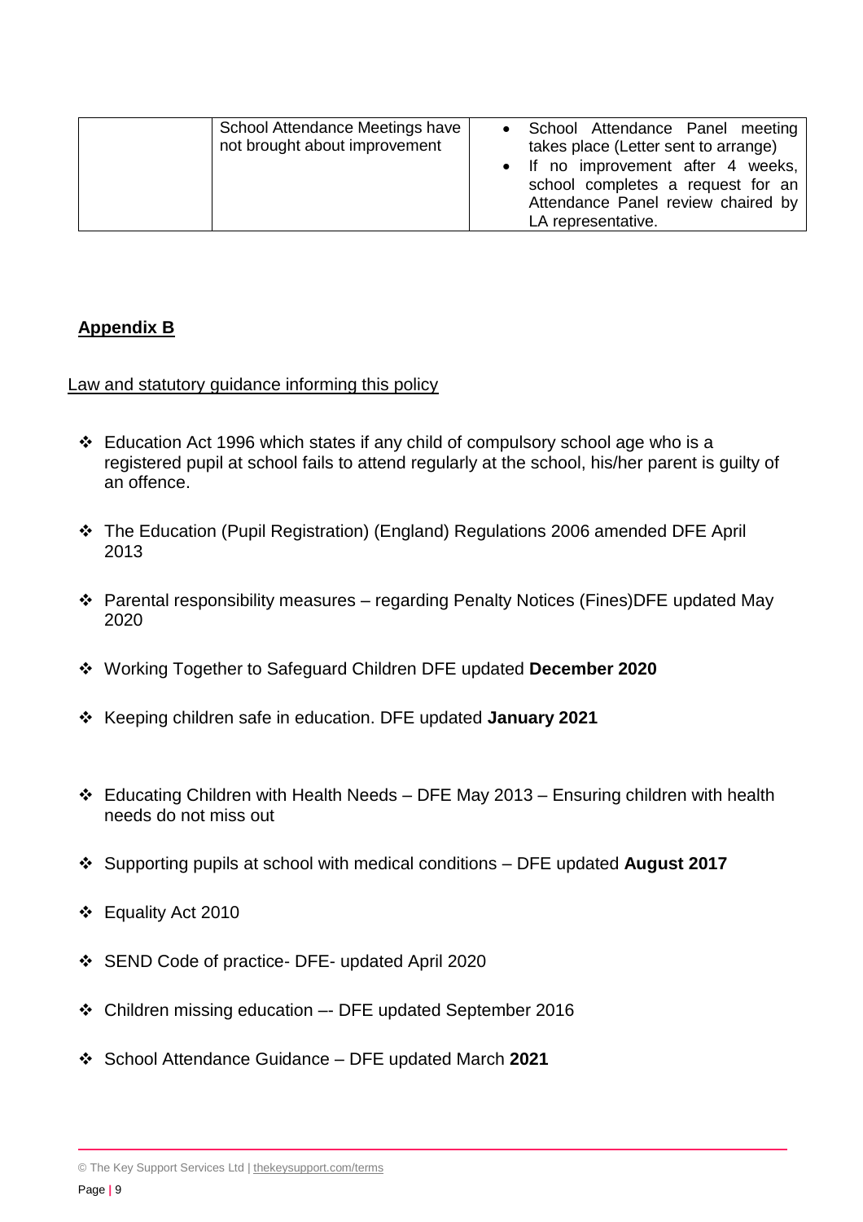|  | School Attendance Meetings have not brought about improvement | • School Attendance Panel meeting takes place (Letter sent to arrange)<br>• If no improvement after 4 weeks, school completes a request for an Attendance Panel review chaired by LA representative. |
|---|---|---|

## **Appendix B**

Law and statutory guidance informing this policy

- Education Act 1996 which states if any child of compulsory school age who is a registered pupil at school fails to attend regularly at the school, his/her parent is guilty of an offence.
- The Education (Pupil Registration) (England) Regulations 2006 amended DFE April 2013
- Parental responsibility measures – regarding Penalty Notices (Fines)DFE updated May 2020
- Working Together to Safeguard Children DFE updated **December 2020**
- Keeping children safe in education. DFE updated **January 2021**
- Educating Children with Health Needs – DFE May 2013 – Ensuring children with health needs do not miss out
- Supporting pupils at school with medical conditions – DFE updated **August 2017**
- Equality Act 2010
- SEND Code of practice- DFE- updated April 2020
- Children missing education –- DFE updated September 2016
- School Attendance Guidance – DFE updated March **2021**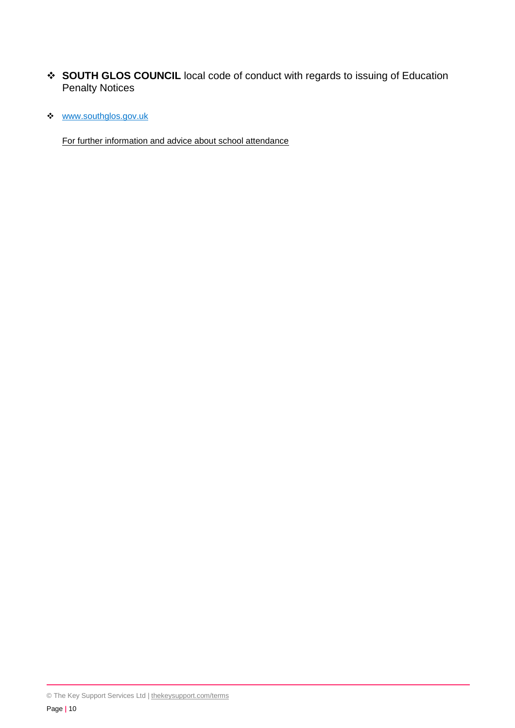- **SOUTH GLOS COUNCIL** local code of conduct with regards to issuing of Education Penalty Notices

- www.southglos.gov.uk

  For further information and advice about school attendance